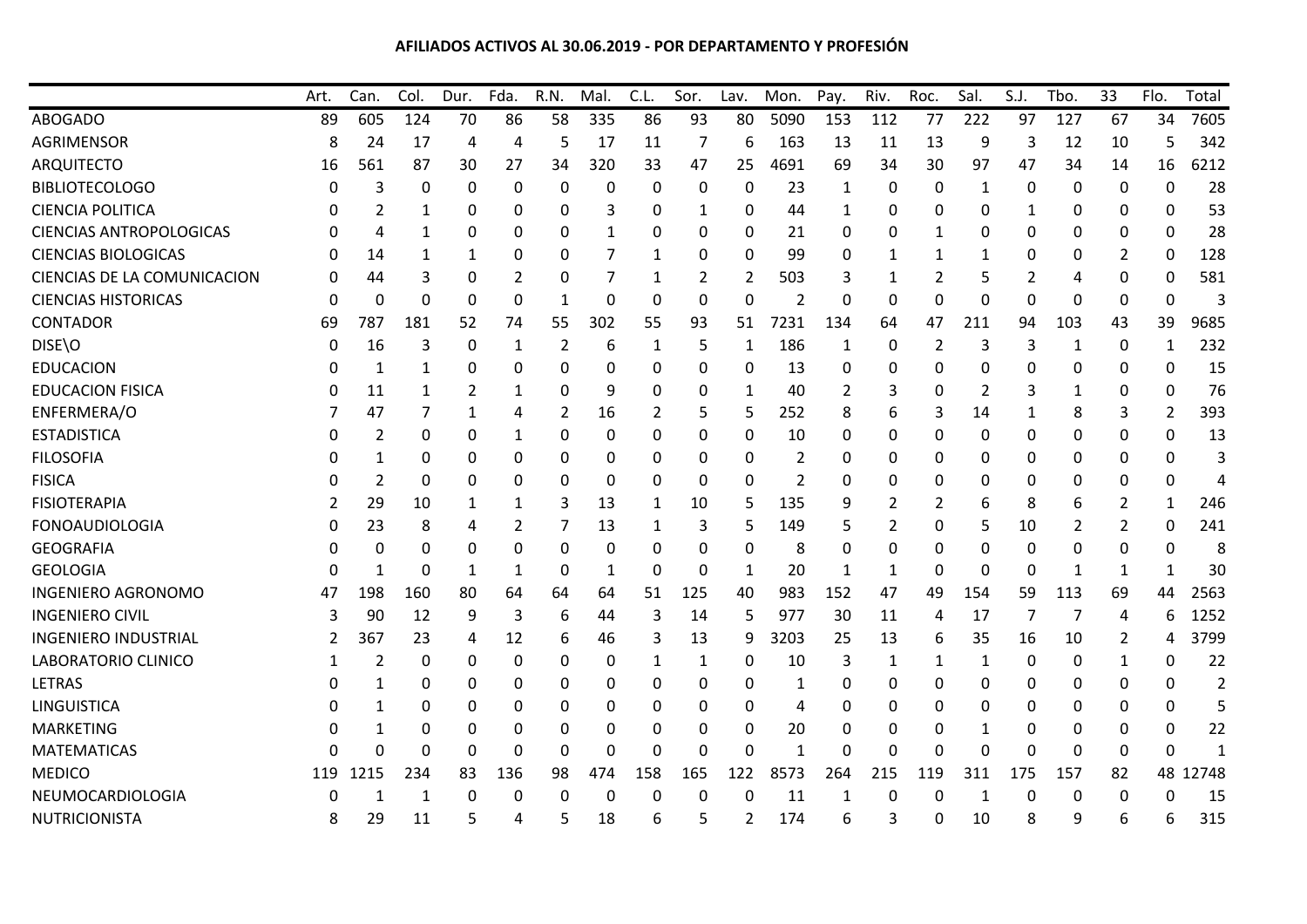**AFILIADOS ACTIVOS AL 30.06.2019 - POR DEPARTAMENTO Y PROFESIÓN**

| | Art. | Can. | Col. | Dur. | Fda. | R.N. | Mal. | C.L. | Sor. | Lav. | Mon. | Pay. | Riv. | Roc. | Sal. | S.J. | Tbo. | 33 | Flo. | Total |
|---|---|---|---|---|---|---|---|---|---|---|---|---|---|---|---|---|---|---|---|---|
| ABOGADO | 89 | 605 | 124 | 70 | 86 | 58 | 335 | 86 | 93 | 80 | 5090 | 153 | 112 | 77 | 222 | 97 | 127 | 67 | 34 | 7605 |
| AGRIMENSOR | 8 | 24 | 17 | 4 | 4 | 5 | 17 | 11 | 7 | 6 | 163 | 13 | 11 | 13 | 9 | 3 | 12 | 10 | 5 | 342 |
| ARQUITECTO | 16 | 561 | 87 | 30 | 27 | 34 | 320 | 33 | 47 | 25 | 4691 | 69 | 34 | 30 | 97 | 47 | 34 | 14 | 16 | 6212 |
| BIBLIOTECOLOGO | 0 | 3 | 0 | 0 | 0 | 0 | 0 | 0 | 0 | 0 | 23 | 1 | 0 | 0 | 1 | 0 | 0 | 0 | 0 | 28 |
| CIENCIA POLITICA | 0 | 2 | 1 | 0 | 0 | 0 | 3 | 0 | 1 | 0 | 44 | 1 | 0 | 0 | 0 | 1 | 0 | 0 | 0 | 53 |
| CIENCIAS ANTROPOLOGICAS | 0 | 4 | 1 | 0 | 0 | 0 | 1 | 0 | 0 | 0 | 21 | 0 | 0 | 1 | 0 | 0 | 0 | 0 | 0 | 28 |
| CIENCIAS BIOLOGICAS | 0 | 14 | 1 | 1 | 0 | 0 | 7 | 1 | 0 | 0 | 99 | 0 | 1 | 1 | 1 | 0 | 0 | 2 | 0 | 128 |
| CIENCIAS DE LA COMUNICACION | 0 | 44 | 3 | 0 | 2 | 0 | 7 | 1 | 2 | 2 | 503 | 3 | 1 | 2 | 5 | 2 | 4 | 0 | 0 | 581 |
| CIENCIAS HISTORICAS | 0 | 0 | 0 | 0 | 0 | 1 | 0 | 0 | 0 | 0 | 2 | 0 | 0 | 0 | 0 | 0 | 0 | 0 | 0 | 3 |
| CONTADOR | 69 | 787 | 181 | 52 | 74 | 55 | 302 | 55 | 93 | 51 | 7231 | 134 | 64 | 47 | 211 | 94 | 103 | 43 | 39 | 9685 |
| DISE\O | 0 | 16 | 3 | 0 | 1 | 2 | 6 | 1 | 5 | 1 | 186 | 1 | 0 | 2 | 3 | 3 | 1 | 0 | 1 | 232 |
| EDUCACION | 0 | 1 | 1 | 0 | 0 | 0 | 0 | 0 | 0 | 0 | 13 | 0 | 0 | 0 | 0 | 0 | 0 | 0 | 0 | 15 |
| EDUCACION FISICA | 0 | 11 | 1 | 2 | 1 | 0 | 9 | 0 | 0 | 1 | 40 | 2 | 3 | 0 | 2 | 3 | 1 | 0 | 0 | 76 |
| ENFERMERA/O | 7 | 47 | 7 | 1 | 4 | 2 | 16 | 2 | 5 | 5 | 252 | 8 | 6 | 3 | 14 | 1 | 8 | 3 | 2 | 393 |
| ESTADISTICA | 0 | 2 | 0 | 0 | 1 | 0 | 0 | 0 | 0 | 0 | 10 | 0 | 0 | 0 | 0 | 0 | 0 | 0 | 0 | 13 |
| FILOSOFIA | 0 | 1 | 0 | 0 | 0 | 0 | 0 | 0 | 0 | 0 | 2 | 0 | 0 | 0 | 0 | 0 | 0 | 0 | 0 | 3 |
| FISICA | 0 | 2 | 0 | 0 | 0 | 0 | 0 | 0 | 0 | 0 | 2 | 0 | 0 | 0 | 0 | 0 | 0 | 0 | 0 | 4 |
| FISIOTERAPIA | 2 | 29 | 10 | 1 | 1 | 3 | 13 | 1 | 10 | 5 | 135 | 9 | 2 | 2 | 6 | 8 | 6 | 2 | 1 | 246 |
| FONOAUDIOLOGIA | 0 | 23 | 8 | 4 | 2 | 7 | 13 | 1 | 3 | 5 | 149 | 5 | 2 | 0 | 5 | 10 | 2 | 2 | 0 | 241 |
| GEOGRAFIA | 0 | 0 | 0 | 0 | 0 | 0 | 0 | 0 | 0 | 0 | 8 | 0 | 0 | 0 | 0 | 0 | 0 | 0 | 0 | 8 |
| GEOLOGIA | 0 | 1 | 0 | 1 | 1 | 0 | 1 | 0 | 0 | 1 | 20 | 1 | 1 | 0 | 0 | 0 | 1 | 1 | 1 | 30 |
| INGENIERO AGRONOMO | 47 | 198 | 160 | 80 | 64 | 64 | 64 | 51 | 125 | 40 | 983 | 152 | 47 | 49 | 154 | 59 | 113 | 69 | 44 | 2563 |
| INGENIERO CIVIL | 3 | 90 | 12 | 9 | 3 | 6 | 44 | 3 | 14 | 5 | 977 | 30 | 11 | 4 | 17 | 7 | 7 | 4 | 6 | 1252 |
| INGENIERO INDUSTRIAL | 2 | 367 | 23 | 4 | 12 | 6 | 46 | 3 | 13 | 9 | 3203 | 25 | 13 | 6 | 35 | 16 | 10 | 2 | 4 | 3799 |
| LABORATORIO CLINICO | 1 | 2 | 0 | 0 | 0 | 0 | 0 | 1 | 1 | 0 | 10 | 3 | 1 | 1 | 1 | 0 | 0 | 1 | 0 | 22 |
| LETRAS | 0 | 1 | 0 | 0 | 0 | 0 | 0 | 0 | 0 | 0 | 1 | 0 | 0 | 0 | 0 | 0 | 0 | 0 | 0 | 2 |
| LINGUISTICA | 0 | 1 | 0 | 0 | 0 | 0 | 0 | 0 | 0 | 0 | 4 | 0 | 0 | 0 | 0 | 0 | 0 | 0 | 0 | 5 |
| MARKETING | 0 | 1 | 0 | 0 | 0 | 0 | 0 | 0 | 0 | 0 | 20 | 0 | 0 | 0 | 1 | 0 | 0 | 0 | 0 | 22 |
| MATEMATICAS | 0 | 0 | 0 | 0 | 0 | 0 | 0 | 0 | 0 | 0 | 1 | 0 | 0 | 0 | 0 | 0 | 0 | 0 | 0 | 1 |
| MEDICO | 119 | 1215 | 234 | 83 | 136 | 98 | 474 | 158 | 165 | 122 | 8573 | 264 | 215 | 119 | 311 | 175 | 157 | 82 | 48 | 12748 |
| NEUMOCARDIOLOGIA | 0 | 1 | 1 | 0 | 0 | 0 | 0 | 0 | 0 | 0 | 11 | 1 | 0 | 0 | 1 | 0 | 0 | 0 | 0 | 15 |
| NUTRICIONISTA | 8 | 29 | 11 | 5 | 4 | 5 | 18 | 6 | 5 | 2 | 174 | 6 | 3 | 0 | 10 | 8 | 9 | 6 | 6 | 315 |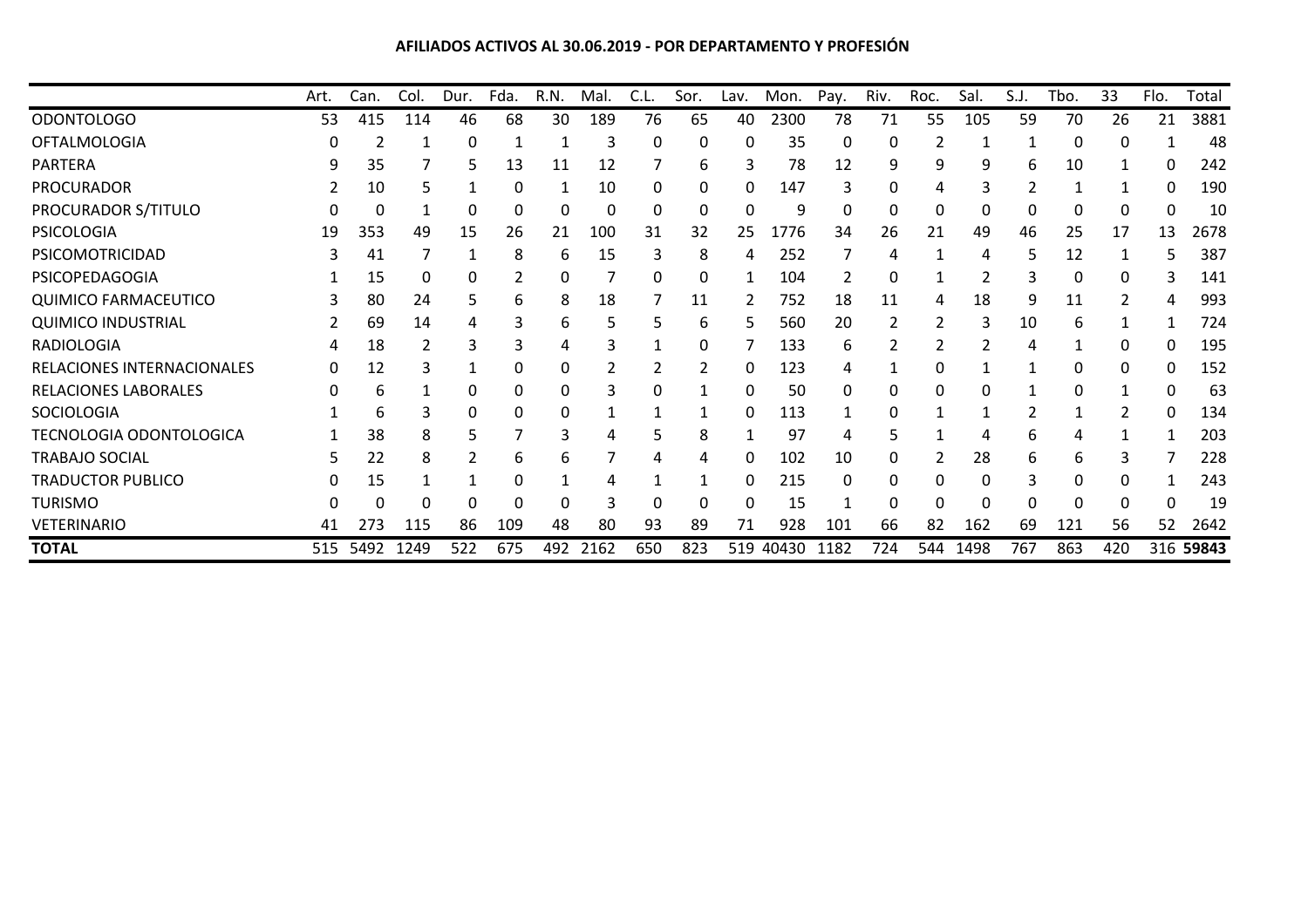**AFILIADOS ACTIVOS AL 30.06.2019 - POR DEPARTAMENTO Y PROFESIÓN**

| | Art. | Can. | Col. | Dur. | Fda. | R.N. | Mal. | C.L. | Sor. | Lav. | Mon. | Pay. | Riv. | Roc. | Sal. | S.J. | Tbo. | 33 | Flo. | Total |
|---|---|---|---|---|---|---|---|---|---|---|---|---|---|---|---|---|---|---|---|---|
| ODONTOLOGO | 53 | 415 | 114 | 46 | 68 | 30 | 189 | 76 | 65 | 40 | 2300 | 78 | 71 | 55 | 105 | 59 | 70 | 26 | 21 | 3881 |
| OFTALMOLOGIA | 0 | 2 | 1 | 0 | 1 | 1 | 3 | 0 | 0 | 0 | 35 | 0 | 0 | 2 | 1 | 1 | 0 | 0 | 1 | 48 |
| PARTERA | 9 | 35 | 7 | 5 | 13 | 11 | 12 | 7 | 6 | 3 | 78 | 12 | 9 | 9 | 9 | 6 | 10 | 1 | 0 | 242 |
| PROCURADOR | 2 | 10 | 5 | 1 | 0 | 1 | 10 | 0 | 0 | 0 | 147 | 3 | 0 | 4 | 3 | 2 | 1 | 1 | 0 | 190 |
| PROCURADOR S/TITULO | 0 | 0 | 1 | 0 | 0 | 0 | 0 | 0 | 0 | 0 | 9 | 0 | 0 | 0 | 0 | 0 | 0 | 0 | 0 | 10 |
| PSICOLOGIA | 19 | 353 | 49 | 15 | 26 | 21 | 100 | 31 | 32 | 25 | 1776 | 34 | 26 | 21 | 49 | 46 | 25 | 17 | 13 | 2678 |
| PSICOMOTRICIDAD | 3 | 41 | 7 | 1 | 8 | 6 | 15 | 3 | 8 | 4 | 252 | 7 | 4 | 1 | 4 | 5 | 12 | 1 | 5 | 387 |
| PSICOPEDAGOGIA | 1 | 15 | 0 | 0 | 2 | 0 | 7 | 0 | 0 | 1 | 104 | 2 | 0 | 1 | 2 | 3 | 0 | 0 | 3 | 141 |
| QUIMICO FARMACEUTICO | 3 | 80 | 24 | 5 | 6 | 8 | 18 | 7 | 11 | 2 | 752 | 18 | 11 | 4 | 18 | 9 | 11 | 2 | 4 | 993 |
| QUIMICO INDUSTRIAL | 2 | 69 | 14 | 4 | 3 | 6 | 5 | 5 | 6 | 5 | 560 | 20 | 2 | 2 | 3 | 10 | 6 | 1 | 1 | 724 |
| RADIOLOGIA | 4 | 18 | 2 | 3 | 3 | 4 | 3 | 1 | 0 | 7 | 133 | 6 | 2 | 2 | 2 | 4 | 1 | 0 | 0 | 195 |
| RELACIONES INTERNACIONALES | 0 | 12 | 3 | 1 | 0 | 0 | 2 | 2 | 2 | 0 | 123 | 4 | 1 | 0 | 1 | 1 | 0 | 0 | 0 | 152 |
| RELACIONES LABORALES | 0 | 6 | 1 | 0 | 0 | 0 | 3 | 0 | 1 | 0 | 50 | 0 | 0 | 0 | 0 | 1 | 0 | 1 | 0 | 63 |
| SOCIOLOGIA | 1 | 6 | 3 | 0 | 0 | 0 | 1 | 1 | 1 | 0 | 113 | 1 | 0 | 1 | 1 | 2 | 1 | 2 | 0 | 134 |
| TECNOLOGIA ODONTOLOGICA | 1 | 38 | 8 | 5 | 7 | 3 | 4 | 5 | 8 | 1 | 97 | 4 | 5 | 1 | 4 | 6 | 4 | 1 | 1 | 203 |
| TRABAJO SOCIAL | 5 | 22 | 8 | 2 | 6 | 6 | 7 | 4 | 4 | 0 | 102 | 10 | 0 | 2 | 28 | 6 | 6 | 3 | 7 | 228 |
| TRADUCTOR PUBLICO | 0 | 15 | 1 | 1 | 0 | 1 | 4 | 1 | 1 | 0 | 215 | 0 | 0 | 0 | 0 | 3 | 0 | 0 | 1 | 243 |
| TURISMO | 0 | 0 | 0 | 0 | 0 | 0 | 3 | 0 | 0 | 0 | 15 | 1 | 0 | 0 | 0 | 0 | 0 | 0 | 0 | 19 |
| VETERINARIO | 41 | 273 | 115 | 86 | 109 | 48 | 80 | 93 | 89 | 71 | 928 | 101 | 66 | 82 | 162 | 69 | 121 | 56 | 52 | 2642 |
| **TOTAL** | 515 | 5492 | 1249 | 522 | 675 | 492 | 2162 | 650 | 823 | 519 | 40430 | 1182 | 724 | 544 | 1498 | 767 | 863 | 420 | 316 | **59843** |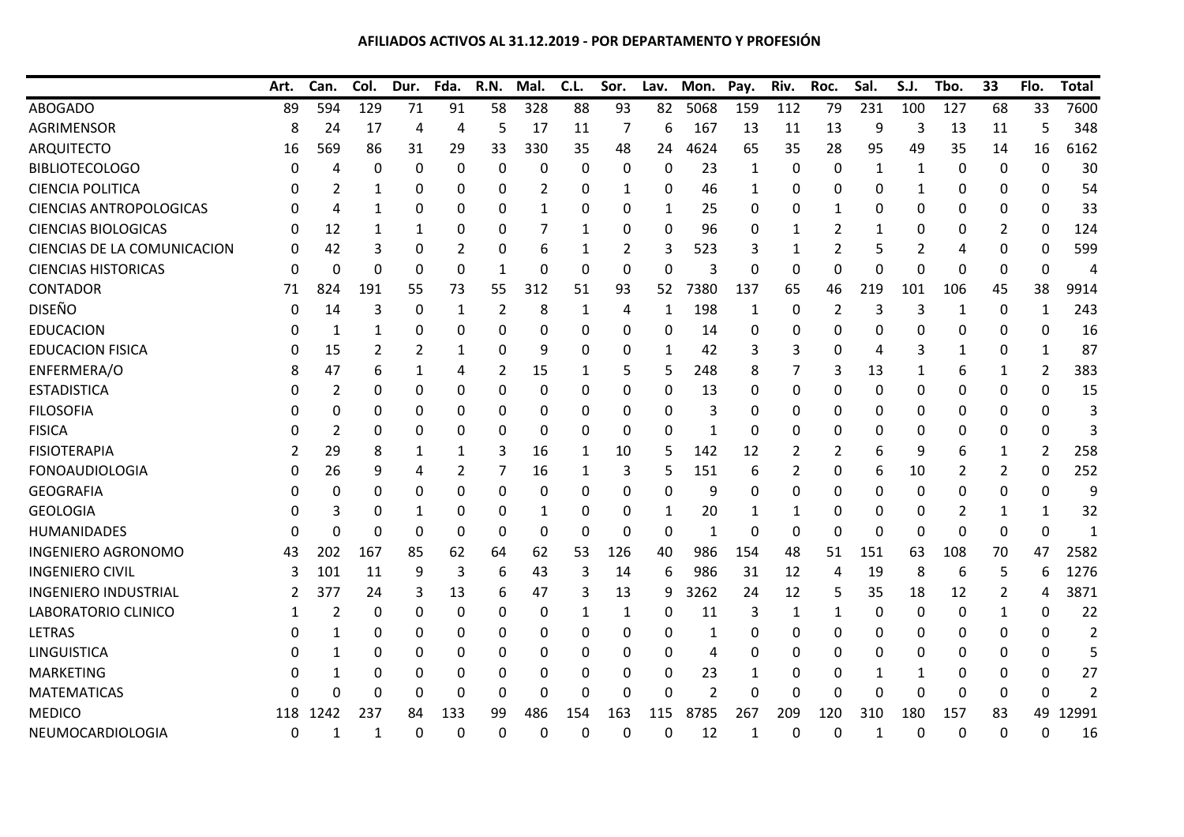## AFILIADOS ACTIVOS AL 31.12.2019 - POR DEPARTAMENTO Y PROFESIÓN

| | Art. | Can. | Col. | Dur. | Fda. | R.N. | Mal. | C.L. | Sor. | Lav. | Mon. | Pay. | Riv. | Roc. | Sal. | S.J. | Tbo. | 33 | Flo. | Total |
|---|---|---|---|---|---|---|---|---|---|---|---|---|---|---|---|---|---|---|---|---|
| ABOGADO | 89 | 594 | 129 | 71 | 91 | 58 | 328 | 88 | 93 | 82 | 5068 | 159 | 112 | 79 | 231 | 100 | 127 | 68 | 33 | 7600 |
| AGRIMENSOR | 8 | 24 | 17 | 4 | 4 | 5 | 17 | 11 | 7 | 6 | 167 | 13 | 11 | 13 | 9 | 3 | 13 | 11 | 5 | 348 |
| ARQUITECTO | 16 | 569 | 86 | 31 | 29 | 33 | 330 | 35 | 48 | 24 | 4624 | 65 | 35 | 28 | 95 | 49 | 35 | 14 | 16 | 6162 |
| BIBLIOTECOLOGO | 0 | 4 | 0 | 0 | 0 | 0 | 0 | 0 | 0 | 0 | 23 | 1 | 0 | 0 | 1 | 1 | 0 | 0 | 0 | 30 |
| CIENCIA POLITICA | 0 | 2 | 1 | 0 | 0 | 0 | 2 | 0 | 1 | 0 | 46 | 1 | 0 | 0 | 0 | 1 | 0 | 0 | 0 | 54 |
| CIENCIAS ANTROPOLOGICAS | 0 | 4 | 1 | 0 | 0 | 0 | 1 | 0 | 0 | 1 | 25 | 0 | 0 | 1 | 0 | 0 | 0 | 0 | 0 | 33 |
| CIENCIAS BIOLOGICAS | 0 | 12 | 1 | 1 | 0 | 0 | 7 | 1 | 0 | 0 | 96 | 0 | 1 | 2 | 1 | 0 | 0 | 2 | 0 | 124 |
| CIENCIAS DE LA COMUNICACION | 0 | 42 | 3 | 0 | 2 | 0 | 6 | 1 | 2 | 3 | 523 | 3 | 1 | 2 | 5 | 2 | 4 | 0 | 0 | 599 |
| CIENCIAS HISTORICAS | 0 | 0 | 0 | 0 | 0 | 1 | 0 | 0 | 0 | 0 | 3 | 0 | 0 | 0 | 0 | 0 | 0 | 0 | 0 | 4 |
| CONTADOR | 71 | 824 | 191 | 55 | 73 | 55 | 312 | 51 | 93 | 52 | 7380 | 137 | 65 | 46 | 219 | 101 | 106 | 45 | 38 | 9914 |
| DISEÑO | 0 | 14 | 3 | 0 | 1 | 2 | 8 | 1 | 4 | 1 | 198 | 1 | 0 | 2 | 3 | 3 | 1 | 0 | 1 | 243 |
| EDUCACION | 0 | 1 | 1 | 0 | 0 | 0 | 0 | 0 | 0 | 0 | 14 | 0 | 0 | 0 | 0 | 0 | 0 | 0 | 0 | 16 |
| EDUCACION FISICA | 0 | 15 | 2 | 2 | 1 | 0 | 9 | 0 | 0 | 1 | 42 | 3 | 3 | 0 | 4 | 3 | 1 | 0 | 1 | 87 |
| ENFERMERA/O | 8 | 47 | 6 | 1 | 4 | 2 | 15 | 1 | 5 | 5 | 248 | 8 | 7 | 3 | 13 | 1 | 6 | 1 | 2 | 383 |
| ESTADISTICA | 0 | 2 | 0 | 0 | 0 | 0 | 0 | 0 | 0 | 0 | 13 | 0 | 0 | 0 | 0 | 0 | 0 | 0 | 0 | 15 |
| FILOSOFIA | 0 | 0 | 0 | 0 | 0 | 0 | 0 | 0 | 0 | 0 | 3 | 0 | 0 | 0 | 0 | 0 | 0 | 0 | 0 | 3 |
| FISICA | 0 | 2 | 0 | 0 | 0 | 0 | 0 | 0 | 0 | 0 | 1 | 0 | 0 | 0 | 0 | 0 | 0 | 0 | 0 | 3 |
| FISIOTERAPIA | 2 | 29 | 8 | 1 | 1 | 3 | 16 | 1 | 10 | 5 | 142 | 12 | 2 | 2 | 6 | 9 | 6 | 1 | 2 | 258 |
| FONOAUDIOLOGIA | 0 | 26 | 9 | 4 | 2 | 7 | 16 | 1 | 3 | 5 | 151 | 6 | 2 | 0 | 6 | 10 | 2 | 2 | 0 | 252 |
| GEOGRAFIA | 0 | 0 | 0 | 0 | 0 | 0 | 0 | 0 | 0 | 0 | 9 | 0 | 0 | 0 | 0 | 0 | 0 | 0 | 0 | 9 |
| GEOLOGIA | 0 | 3 | 0 | 1 | 0 | 0 | 1 | 0 | 0 | 1 | 20 | 1 | 1 | 0 | 0 | 0 | 2 | 1 | 1 | 32 |
| HUMANIDADES | 0 | 0 | 0 | 0 | 0 | 0 | 0 | 0 | 0 | 0 | 1 | 0 | 0 | 0 | 0 | 0 | 0 | 0 | 0 | 1 |
| INGENIERO AGRONOMO | 43 | 202 | 167 | 85 | 62 | 64 | 62 | 53 | 126 | 40 | 986 | 154 | 48 | 51 | 151 | 63 | 108 | 70 | 47 | 2582 |
| INGENIERO CIVIL | 3 | 101 | 11 | 9 | 3 | 6 | 43 | 3 | 14 | 6 | 986 | 31 | 12 | 4 | 19 | 8 | 6 | 5 | 6 | 1276 |
| INGENIERO INDUSTRIAL | 2 | 377 | 24 | 3 | 13 | 6 | 47 | 3 | 13 | 9 | 3262 | 24 | 12 | 5 | 35 | 18 | 12 | 2 | 4 | 3871 |
| LABORATORIO CLINICO | 1 | 2 | 0 | 0 | 0 | 0 | 0 | 1 | 1 | 0 | 11 | 3 | 1 | 1 | 0 | 0 | 0 | 1 | 0 | 22 |
| LETRAS | 0 | 1 | 0 | 0 | 0 | 0 | 0 | 0 | 0 | 0 | 1 | 0 | 0 | 0 | 0 | 0 | 0 | 0 | 0 | 2 |
| LINGUISTICA | 0 | 1 | 0 | 0 | 0 | 0 | 0 | 0 | 0 | 0 | 4 | 0 | 0 | 0 | 0 | 0 | 0 | 0 | 0 | 5 |
| MARKETING | 0 | 1 | 0 | 0 | 0 | 0 | 0 | 0 | 0 | 0 | 23 | 1 | 0 | 0 | 1 | 1 | 0 | 0 | 0 | 27 |
| MATEMATICAS | 0 | 0 | 0 | 0 | 0 | 0 | 0 | 0 | 0 | 0 | 2 | 0 | 0 | 0 | 0 | 0 | 0 | 0 | 0 | 2 |
| MEDICO | 118 | 1242 | 237 | 84 | 133 | 99 | 486 | 154 | 163 | 115 | 8785 | 267 | 209 | 120 | 310 | 180 | 157 | 83 | 49 | 12991 |
| NEUMOCARDIOLOGIA | 0 | 1 | 1 | 0 | 0 | 0 | 0 | 0 | 0 | 0 | 12 | 1 | 0 | 0 | 1 | 0 | 0 | 0 | 0 | 16 |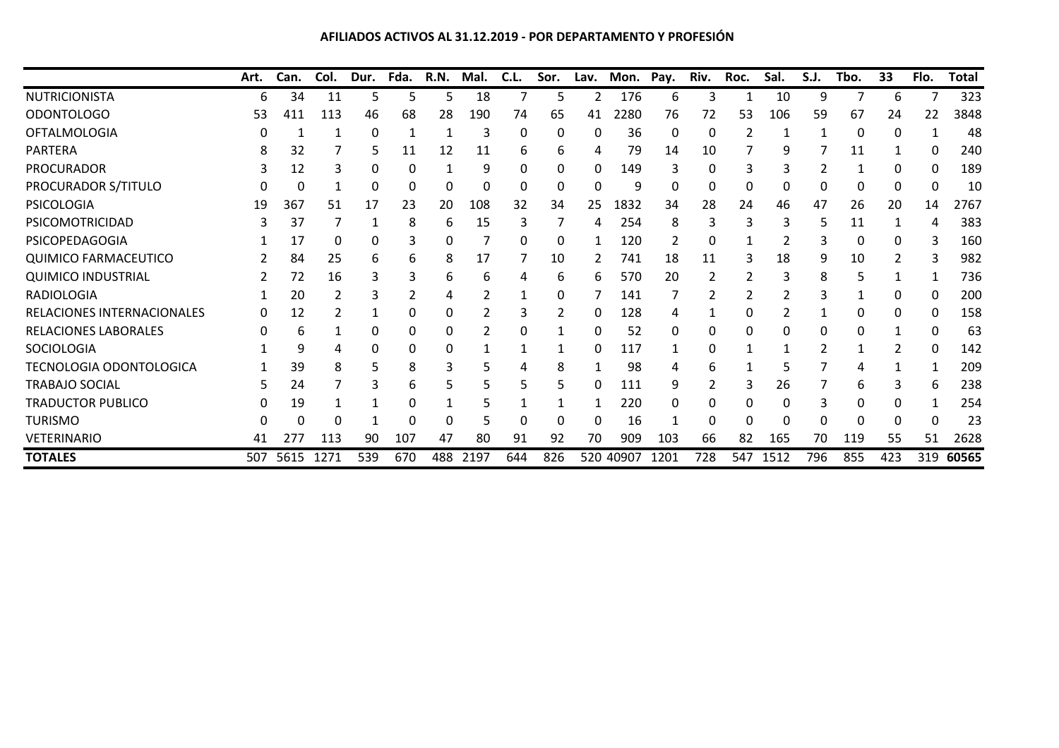**AFILIADOS ACTIVOS AL 31.12.2019 - POR DEPARTAMENTO Y PROFESIÓN**

| | Art. | Can. | Col. | Dur. | Fda. | R.N. | Mal. | C.L. | Sor. | Lav. | Mon. | Pay. | Riv. | Roc. | Sal. | S.J. | Tbo. | 33 | Flo. | Total |
|---|---|---|---|---|---|---|---|---|---|---|---|---|---|---|---|---|---|---|---|---|
| NUTRICIONISTA | 6 | 34 | 11 | 5 | 5 | 5 | 18 | 7 | 5 | 2 | 176 | 6 | 3 | 1 | 10 | 9 | 7 | 6 | 7 | 323 |
| ODONTOLOGO | 53 | 411 | 113 | 46 | 68 | 28 | 190 | 74 | 65 | 41 | 2280 | 76 | 72 | 53 | 106 | 59 | 67 | 24 | 22 | 3848 |
| OFTALMOLOGIA | 0 | 1 | 1 | 0 | 1 | 1 | 3 | 0 | 0 | 0 | 36 | 0 | 0 | 2 | 1 | 1 | 0 | 0 | 1 | 48 |
| PARTERA | 8 | 32 | 7 | 5 | 11 | 12 | 11 | 6 | 6 | 4 | 79 | 14 | 10 | 7 | 9 | 7 | 11 | 1 | 0 | 240 |
| PROCURADOR | 3 | 12 | 3 | 0 | 0 | 1 | 9 | 0 | 0 | 0 | 149 | 3 | 0 | 3 | 3 | 2 | 1 | 0 | 0 | 189 |
| PROCURADOR S/TITULO | 0 | 0 | 1 | 0 | 0 | 0 | 0 | 0 | 0 | 0 | 9 | 0 | 0 | 0 | 0 | 0 | 0 | 0 | 0 | 10 |
| PSICOLOGIA | 19 | 367 | 51 | 17 | 23 | 20 | 108 | 32 | 34 | 25 | 1832 | 34 | 28 | 24 | 46 | 47 | 26 | 20 | 14 | 2767 |
| PSICOMOTRICIDAD | 3 | 37 | 7 | 1 | 8 | 6 | 15 | 3 | 7 | 4 | 254 | 8 | 3 | 3 | 3 | 5 | 11 | 1 | 4 | 383 |
| PSICOPEDAGOGIA | 1 | 17 | 0 | 0 | 3 | 0 | 7 | 0 | 0 | 1 | 120 | 2 | 0 | 1 | 2 | 3 | 0 | 0 | 3 | 160 |
| QUIMICO FARMACEUTICO | 2 | 84 | 25 | 6 | 6 | 8 | 17 | 7 | 10 | 2 | 741 | 18 | 11 | 3 | 18 | 9 | 10 | 2 | 3 | 982 |
| QUIMICO INDUSTRIAL | 2 | 72 | 16 | 3 | 3 | 6 | 6 | 4 | 6 | 6 | 570 | 20 | 2 | 2 | 3 | 8 | 5 | 1 | 1 | 736 |
| RADIOLOGIA | 1 | 20 | 2 | 3 | 2 | 4 | 2 | 1 | 0 | 7 | 141 | 7 | 2 | 2 | 2 | 3 | 1 | 0 | 0 | 200 |
| RELACIONES INTERNACIONALES | 0 | 12 | 2 | 1 | 0 | 0 | 2 | 3 | 2 | 0 | 128 | 4 | 1 | 0 | 2 | 1 | 0 | 0 | 0 | 158 |
| RELACIONES LABORALES | 0 | 6 | 1 | 0 | 0 | 0 | 2 | 0 | 1 | 0 | 52 | 0 | 0 | 0 | 0 | 0 | 0 | 1 | 0 | 63 |
| SOCIOLOGIA | 1 | 9 | 4 | 0 | 0 | 0 | 1 | 1 | 1 | 0 | 117 | 1 | 0 | 1 | 1 | 2 | 1 | 2 | 0 | 142 |
| TECNOLOGIA ODONTOLOGICA | 1 | 39 | 8 | 5 | 8 | 3 | 5 | 4 | 8 | 1 | 98 | 4 | 6 | 1 | 5 | 7 | 4 | 1 | 1 | 209 |
| TRABAJO SOCIAL | 5 | 24 | 7 | 3 | 6 | 5 | 5 | 5 | 5 | 0 | 111 | 9 | 2 | 3 | 26 | 7 | 6 | 3 | 6 | 238 |
| TRADUCTOR PUBLICO | 0 | 19 | 1 | 1 | 0 | 1 | 5 | 1 | 1 | 1 | 220 | 0 | 0 | 0 | 0 | 3 | 0 | 0 | 1 | 254 |
| TURISMO | 0 | 0 | 0 | 1 | 0 | 0 | 5 | 0 | 0 | 0 | 16 | 1 | 0 | 0 | 0 | 0 | 0 | 0 | 0 | 23 |
| VETERINARIO | 41 | 277 | 113 | 90 | 107 | 47 | 80 | 91 | 92 | 70 | 909 | 103 | 66 | 82 | 165 | 70 | 119 | 55 | 51 | 2628 |
| **TOTALES** | 507 | 5615 | 1271 | 539 | 670 | 488 | 2197 | 644 | 826 | 520 | 40907 | 1201 | 728 | 547 | 1512 | 796 | 855 | 423 | 319 | **60565** |